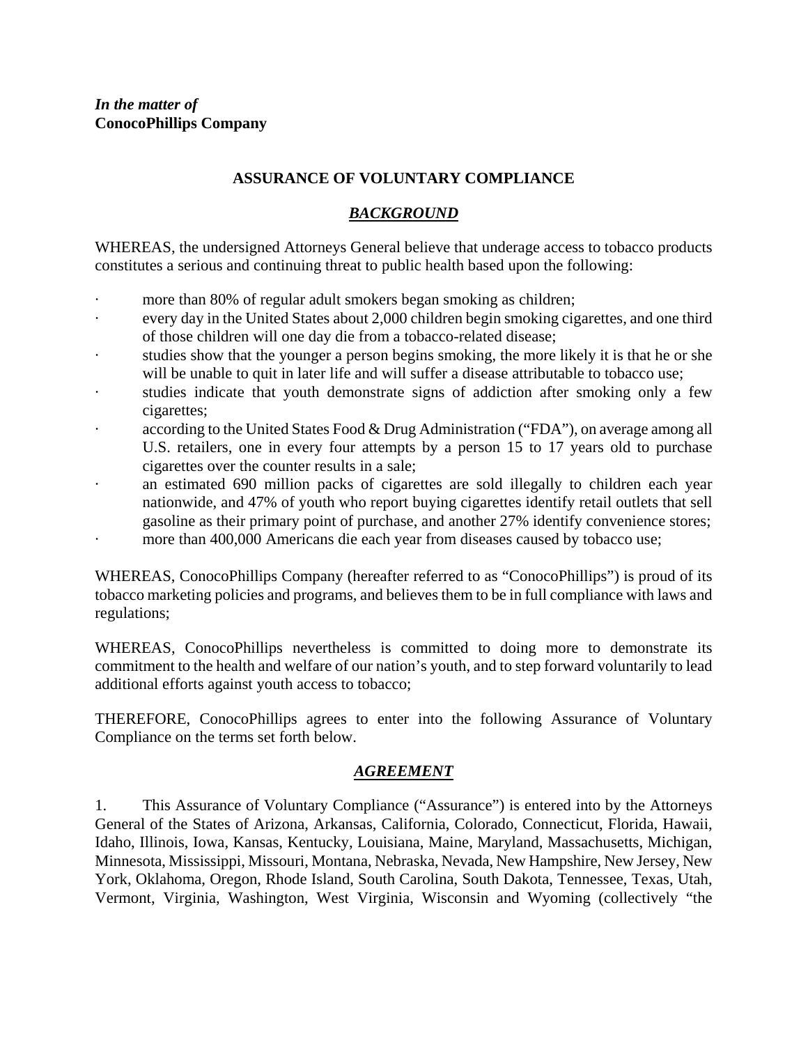***In the matter of***
**ConocoPhillips Company**

## ASSURANCE OF VOLUNTARY COMPLIANCE

### ***BACKGROUND***

WHEREAS, the undersigned Attorneys General believe that underage access to tobacco products constitutes a serious and continuing threat to public health based upon the following:

- more than 80% of regular adult smokers began smoking as children;
- every day in the United States about 2,000 children begin smoking cigarettes, and one third of those children will one day die from a tobacco-related disease;
- studies show that the younger a person begins smoking, the more likely it is that he or she will be unable to quit in later life and will suffer a disease attributable to tobacco use;
- studies indicate that youth demonstrate signs of addiction after smoking only a few cigarettes;
- according to the United States Food & Drug Administration ("FDA"), on average among all U.S. retailers, one in every four attempts by a person 15 to 17 years old to purchase cigarettes over the counter results in a sale;
- an estimated 690 million packs of cigarettes are sold illegally to children each year nationwide, and 47% of youth who report buying cigarettes identify retail outlets that sell gasoline as their primary point of purchase, and another 27% identify convenience stores;
- more than 400,000 Americans die each year from diseases caused by tobacco use;

WHEREAS, ConocoPhillips Company (hereafter referred to as "ConocoPhillips") is proud of its tobacco marketing policies and programs, and believes them to be in full compliance with laws and regulations;

WHEREAS, ConocoPhillips nevertheless is committed to doing more to demonstrate its commitment to the health and welfare of our nation's youth, and to step forward voluntarily to lead additional efforts against youth access to tobacco;

THEREFORE, ConocoPhillips agrees to enter into the following Assurance of Voluntary Compliance on the terms set forth below.

### ***AGREEMENT***

1. This Assurance of Voluntary Compliance ("Assurance") is entered into by the Attorneys General of the States of Arizona, Arkansas, California, Colorado, Connecticut, Florida, Hawaii, Idaho, Illinois, Iowa, Kansas, Kentucky, Louisiana, Maine, Maryland, Massachusetts, Michigan, Minnesota, Mississippi, Missouri, Montana, Nebraska, Nevada, New Hampshire, New Jersey, New York, Oklahoma, Oregon, Rhode Island, South Carolina, South Dakota, Tennessee, Texas, Utah, Vermont, Virginia, Washington, West Virginia, Wisconsin and Wyoming (collectively "the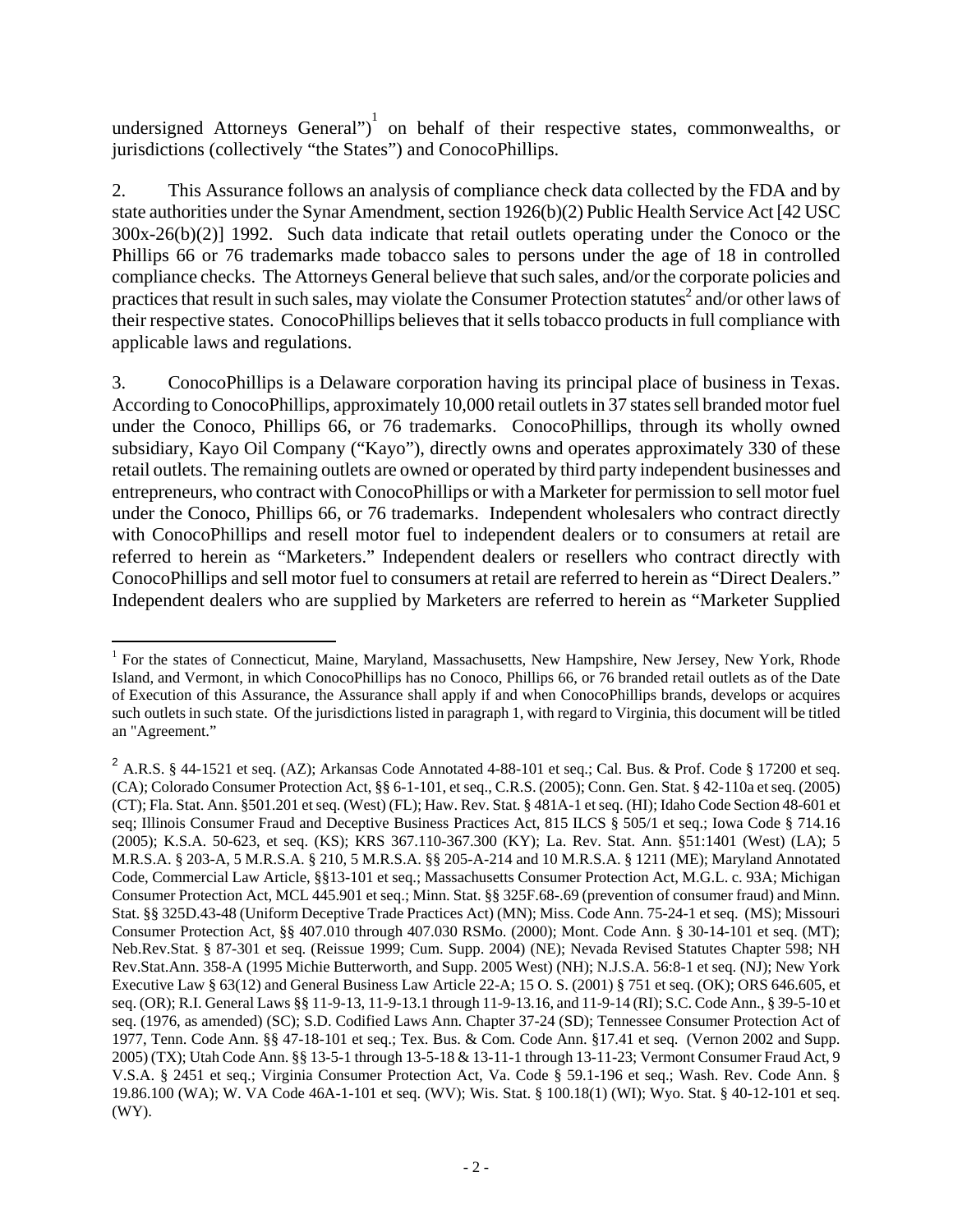undersigned Attorneys General")[1] on behalf of their respective states, commonwealths, or jurisdictions (collectively "the States") and ConocoPhillips.

2. This Assurance follows an analysis of compliance check data collected by the FDA and by state authorities under the Synar Amendment, section 1926(b)(2) Public Health Service Act [42 USC 300x-26(b)(2)] 1992. Such data indicate that retail outlets operating under the Conoco or the Phillips 66 or 76 trademarks made tobacco sales to persons under the age of 18 in controlled compliance checks. The Attorneys General believe that such sales, and/or the corporate policies and practices that result in such sales, may violate the Consumer Protection statutes[2] and/or other laws of their respective states. ConocoPhillips believes that it sells tobacco products in full compliance with applicable laws and regulations.

3. ConocoPhillips is a Delaware corporation having its principal place of business in Texas. According to ConocoPhillips, approximately 10,000 retail outlets in 37 states sell branded motor fuel under the Conoco, Phillips 66, or 76 trademarks. ConocoPhillips, through its wholly owned subsidiary, Kayo Oil Company ("Kayo"), directly owns and operates approximately 330 of these retail outlets. The remaining outlets are owned or operated by third party independent businesses and entrepreneurs, who contract with ConocoPhillips or with a Marketer for permission to sell motor fuel under the Conoco, Phillips 66, or 76 trademarks. Independent wholesalers who contract directly with ConocoPhillips and resell motor fuel to independent dealers or to consumers at retail are referred to herein as "Marketers." Independent dealers or resellers who contract directly with ConocoPhillips and sell motor fuel to consumers at retail are referred to herein as "Direct Dealers." Independent dealers who are supplied by Marketers are referred to herein as "Marketer Supplied

---

[1] For the states of Connecticut, Maine, Maryland, Massachusetts, New Hampshire, New Jersey, New York, Rhode Island, and Vermont, in which ConocoPhillips has no Conoco, Phillips 66, or 76 branded retail outlets as of the Date of Execution of this Assurance, the Assurance shall apply if and when ConocoPhillips brands, develops or acquires such outlets in such state. Of the jurisdictions listed in paragraph 1, with regard to Virginia, this document will be titled an "Agreement."

[2] A.R.S. § 44-1521 et seq. (AZ); Arkansas Code Annotated 4-88-101 et seq.; Cal. Bus. & Prof. Code § 17200 et seq. (CA); Colorado Consumer Protection Act, §§ 6-1-101, et seq., C.R.S. (2005); Conn. Gen. Stat. § 42-110a et seq. (2005) (CT); Fla. Stat. Ann. §501.201 et seq. (West) (FL); Haw. Rev. Stat. § 481A-1 et seq. (HI); Idaho Code Section 48-601 et seq; Illinois Consumer Fraud and Deceptive Business Practices Act, 815 ILCS § 505/1 et seq.; Iowa Code § 714.16 (2005); K.S.A. 50-623, et seq. (KS); KRS 367.110-367.300 (KY); La. Rev. Stat. Ann. §51:1401 (West) (LA); 5 M.R.S.A. § 203-A, 5 M.R.S.A. § 210, 5 M.R.S.A. §§ 205-A-214 and 10 M.R.S.A. § 1211 (ME); Maryland Annotated Code, Commercial Law Article, §§13-101 et seq.; Massachusetts Consumer Protection Act, M.G.L. c. 93A; Michigan Consumer Protection Act, MCL 445.901 et seq.; Minn. Stat. §§ 325F.68-.69 (prevention of consumer fraud) and Minn. Stat. §§ 325D.43-48 (Uniform Deceptive Trade Practices Act) (MN); Miss. Code Ann. 75-24-1 et seq. (MS); Missouri Consumer Protection Act, §§ 407.010 through 407.030 RSMo. (2000); Mont. Code Ann. § 30-14-101 et seq. (MT); Neb.Rev.Stat. § 87-301 et seq. (Reissue 1999; Cum. Supp. 2004) (NE); Nevada Revised Statutes Chapter 598; NH Rev.Stat.Ann. 358-A (1995 Michie Butterworth, and Supp. 2005 West) (NH); N.J.S.A. 56:8-1 et seq. (NJ); New York Executive Law § 63(12) and General Business Law Article 22-A; 15 O. S. (2001) § 751 et seq. (OK); ORS 646.605, et seq. (OR); R.I. General Laws §§ 11-9-13, 11-9-13.1 through 11-9-13.16, and 11-9-14 (RI); S.C. Code Ann., § 39-5-10 et seq. (1976, as amended) (SC); S.D. Codified Laws Ann. Chapter 37-24 (SD); Tennessee Consumer Protection Act of 1977, Tenn. Code Ann. §§ 47-18-101 et seq.; Tex. Bus. & Com. Code Ann. §17.41 et seq. (Vernon 2002 and Supp. 2005) (TX); Utah Code Ann. §§ 13-5-1 through 13-5-18 & 13-11-1 through 13-11-23; Vermont Consumer Fraud Act, 9 V.S.A. § 2451 et seq.; Virginia Consumer Protection Act, Va. Code § 59.1-196 et seq.; Wash. Rev. Code Ann. § 19.86.100 (WA); W. VA Code 46A-1-101 et seq. (WV); Wis. Stat. § 100.18(1) (WI); Wyo. Stat. § 40-12-101 et seq. (WY).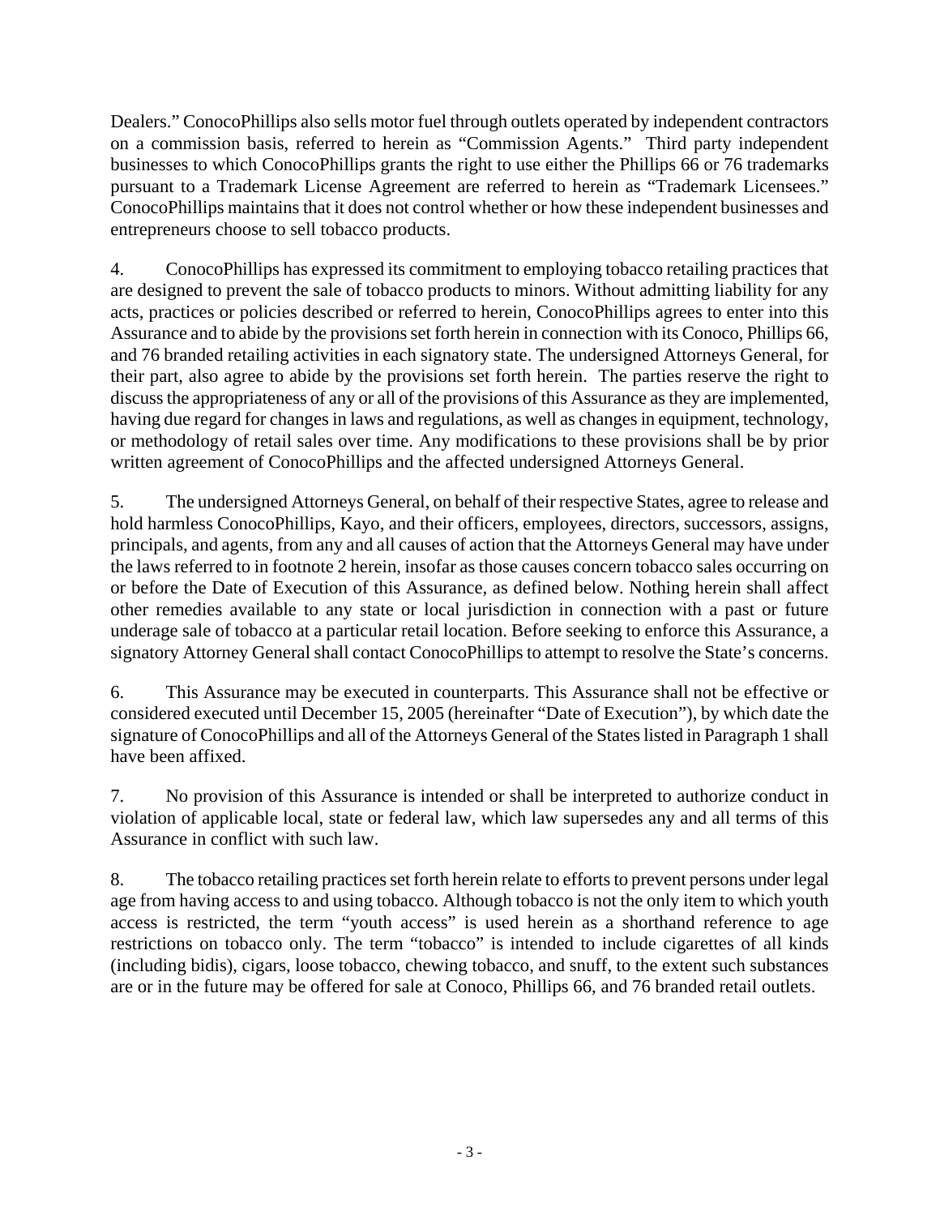Dealers." ConocoPhillips also sells motor fuel through outlets operated by independent contractors on a commission basis, referred to herein as "Commission Agents." Third party independent businesses to which ConocoPhillips grants the right to use either the Phillips 66 or 76 trademarks pursuant to a Trademark License Agreement are referred to herein as "Trademark Licensees." ConocoPhillips maintains that it does not control whether or how these independent businesses and entrepreneurs choose to sell tobacco products.

4. ConocoPhillips has expressed its commitment to employing tobacco retailing practices that are designed to prevent the sale of tobacco products to minors. Without admitting liability for any acts, practices or policies described or referred to herein, ConocoPhillips agrees to enter into this Assurance and to abide by the provisions set forth herein in connection with its Conoco, Phillips 66, and 76 branded retailing activities in each signatory state. The undersigned Attorneys General, for their part, also agree to abide by the provisions set forth herein. The parties reserve the right to discuss the appropriateness of any or all of the provisions of this Assurance as they are implemented, having due regard for changes in laws and regulations, as well as changes in equipment, technology, or methodology of retail sales over time. Any modifications to these provisions shall be by prior written agreement of ConocoPhillips and the affected undersigned Attorneys General.

5. The undersigned Attorneys General, on behalf of their respective States, agree to release and hold harmless ConocoPhillips, Kayo, and their officers, employees, directors, successors, assigns, principals, and agents, from any and all causes of action that the Attorneys General may have under the laws referred to in footnote 2 herein, insofar as those causes concern tobacco sales occurring on or before the Date of Execution of this Assurance, as defined below. Nothing herein shall affect other remedies available to any state or local jurisdiction in connection with a past or future underage sale of tobacco at a particular retail location. Before seeking to enforce this Assurance, a signatory Attorney General shall contact ConocoPhillips to attempt to resolve the State's concerns.

6. This Assurance may be executed in counterparts. This Assurance shall not be effective or considered executed until December 15, 2005 (hereinafter "Date of Execution"), by which date the signature of ConocoPhillips and all of the Attorneys General of the States listed in Paragraph 1 shall have been affixed.

7. No provision of this Assurance is intended or shall be interpreted to authorize conduct in violation of applicable local, state or federal law, which law supersedes any and all terms of this Assurance in conflict with such law.

8. The tobacco retailing practices set forth herein relate to efforts to prevent persons under legal age from having access to and using tobacco. Although tobacco is not the only item to which youth access is restricted, the term "youth access" is used herein as a shorthand reference to age restrictions on tobacco only. The term "tobacco" is intended to include cigarettes of all kinds (including bidis), cigars, loose tobacco, chewing tobacco, and snuff, to the extent such substances are or in the future may be offered for sale at Conoco, Phillips 66, and 76 branded retail outlets.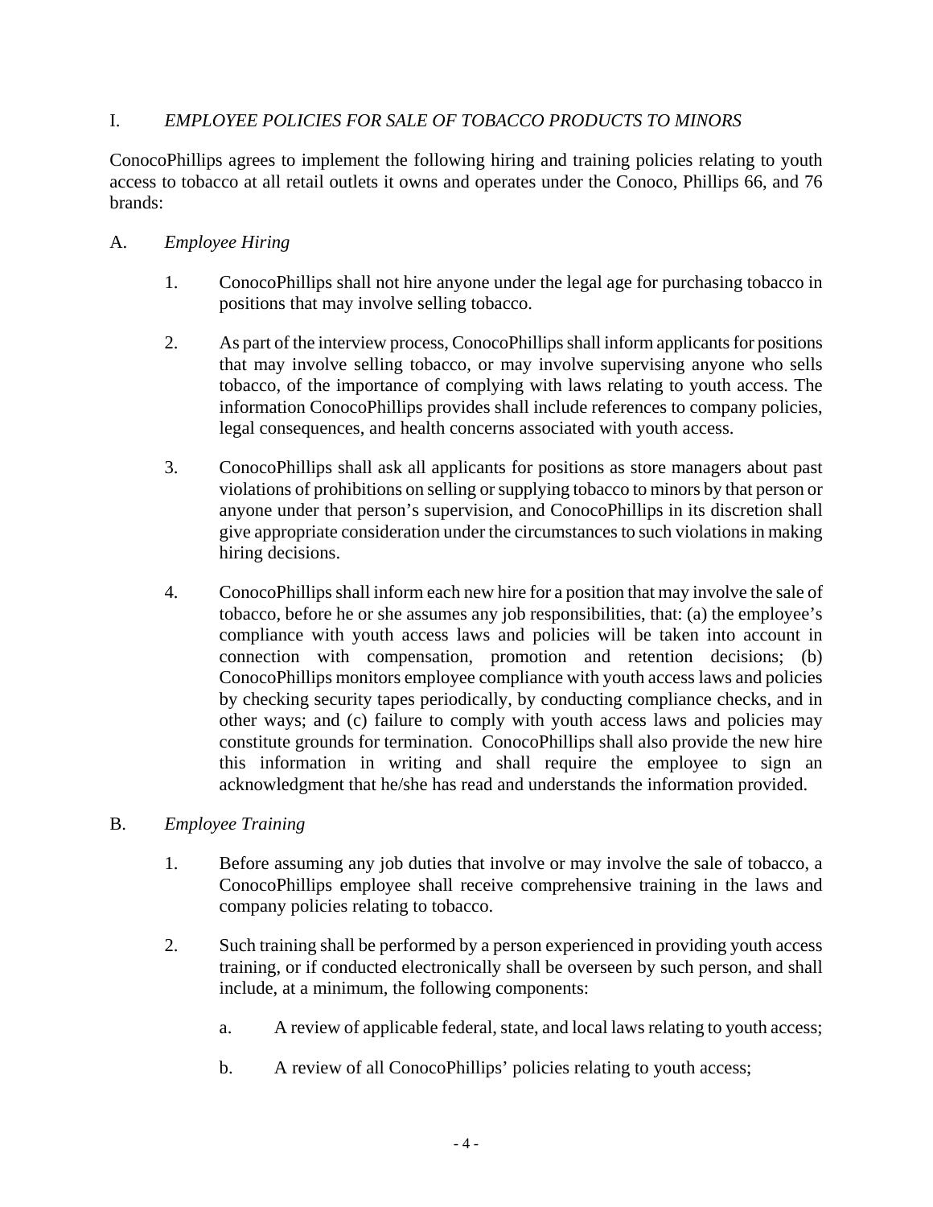## I. *EMPLOYEE POLICIES FOR SALE OF TOBACCO PRODUCTS TO MINORS*

ConocoPhillips agrees to implement the following hiring and training policies relating to youth access to tobacco at all retail outlets it owns and operates under the Conoco, Phillips 66, and 76 brands:

### A. *Employee Hiring*

1. ConocoPhillips shall not hire anyone under the legal age for purchasing tobacco in positions that may involve selling tobacco.

2. As part of the interview process, ConocoPhillips shall inform applicants for positions that may involve selling tobacco, or may involve supervising anyone who sells tobacco, of the importance of complying with laws relating to youth access. The information ConocoPhillips provides shall include references to company policies, legal consequences, and health concerns associated with youth access.

3. ConocoPhillips shall ask all applicants for positions as store managers about past violations of prohibitions on selling or supplying tobacco to minors by that person or anyone under that person's supervision, and ConocoPhillips in its discretion shall give appropriate consideration under the circumstances to such violations in making hiring decisions.

4. ConocoPhillips shall inform each new hire for a position that may involve the sale of tobacco, before he or she assumes any job responsibilities, that: (a) the employee's compliance with youth access laws and policies will be taken into account in connection with compensation, promotion and retention decisions; (b) ConocoPhillips monitors employee compliance with youth access laws and policies by checking security tapes periodically, by conducting compliance checks, and in other ways; and (c) failure to comply with youth access laws and policies may constitute grounds for termination. ConocoPhillips shall also provide the new hire this information in writing and shall require the employee to sign an acknowledgment that he/she has read and understands the information provided.

### B. *Employee Training*

1. Before assuming any job duties that involve or may involve the sale of tobacco, a ConocoPhillips employee shall receive comprehensive training in the laws and company policies relating to tobacco.

2. Such training shall be performed by a person experienced in providing youth access training, or if conducted electronically shall be overseen by such person, and shall include, at a minimum, the following components:

   a. A review of applicable federal, state, and local laws relating to youth access;

   b. A review of all ConocoPhillips' policies relating to youth access;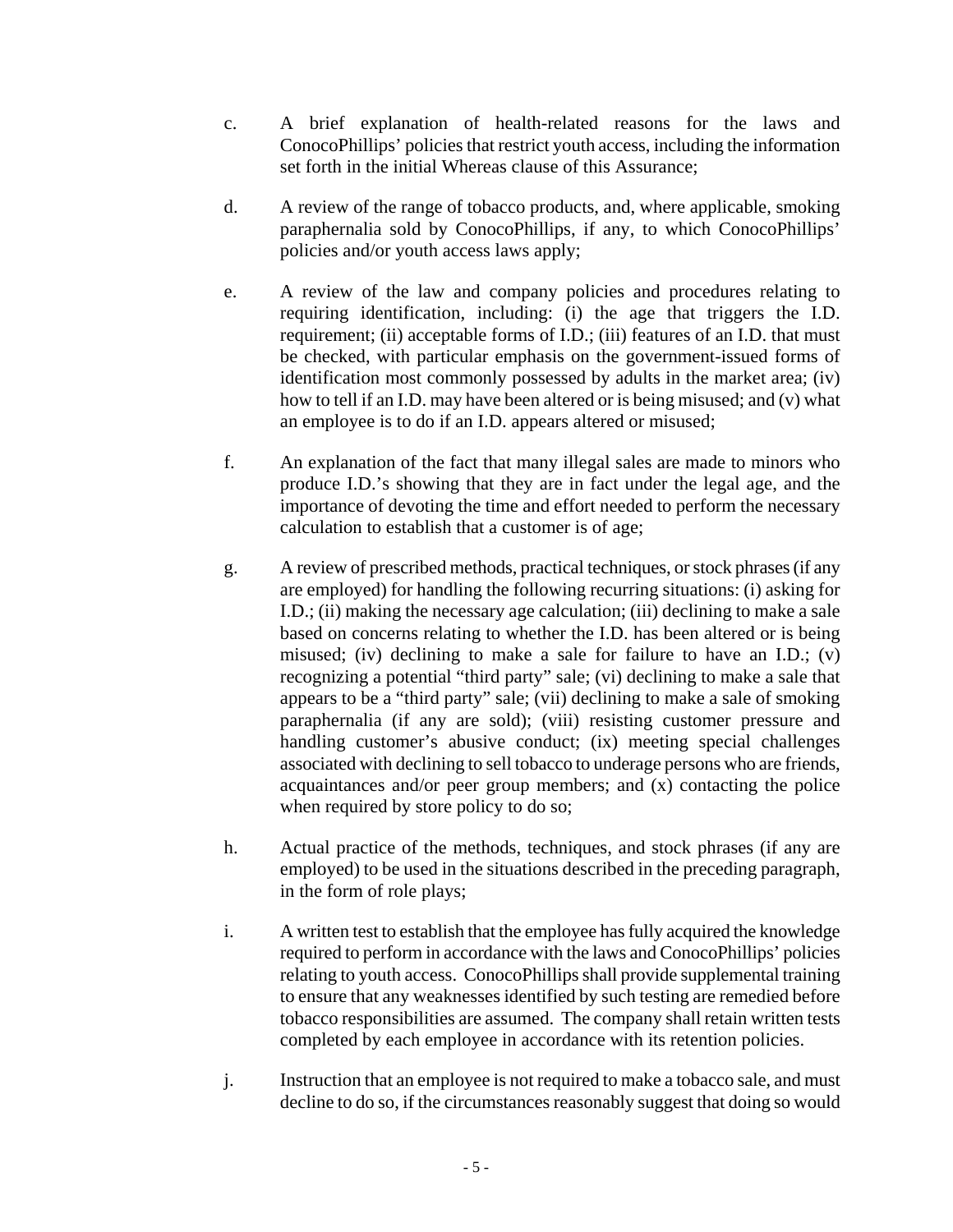c. A brief explanation of health-related reasons for the laws and ConocoPhillips' policies that restrict youth access, including the information set forth in the initial Whereas clause of this Assurance;

d. A review of the range of tobacco products, and, where applicable, smoking paraphernalia sold by ConocoPhillips, if any, to which ConocoPhillips' policies and/or youth access laws apply;

e. A review of the law and company policies and procedures relating to requiring identification, including: (i) the age that triggers the I.D. requirement; (ii) acceptable forms of I.D.; (iii) features of an I.D. that must be checked, with particular emphasis on the government-issued forms of identification most commonly possessed by adults in the market area; (iv) how to tell if an I.D. may have been altered or is being misused; and (v) what an employee is to do if an I.D. appears altered or misused;

f. An explanation of the fact that many illegal sales are made to minors who produce I.D.'s showing that they are in fact under the legal age, and the importance of devoting the time and effort needed to perform the necessary calculation to establish that a customer is of age;

g. A review of prescribed methods, practical techniques, or stock phrases (if any are employed) for handling the following recurring situations: (i) asking for I.D.; (ii) making the necessary age calculation; (iii) declining to make a sale based on concerns relating to whether the I.D. has been altered or is being misused; (iv) declining to make a sale for failure to have an I.D.; (v) recognizing a potential "third party" sale; (vi) declining to make a sale that appears to be a "third party" sale; (vii) declining to make a sale of smoking paraphernalia (if any are sold); (viii) resisting customer pressure and handling customer's abusive conduct; (ix) meeting special challenges associated with declining to sell tobacco to underage persons who are friends, acquaintances and/or peer group members; and (x) contacting the police when required by store policy to do so;

h. Actual practice of the methods, techniques, and stock phrases (if any are employed) to be used in the situations described in the preceding paragraph, in the form of role plays;

i. A written test to establish that the employee has fully acquired the knowledge required to perform in accordance with the laws and ConocoPhillips' policies relating to youth access. ConocoPhillips shall provide supplemental training to ensure that any weaknesses identified by such testing are remedied before tobacco responsibilities are assumed. The company shall retain written tests completed by each employee in accordance with its retention policies.

j. Instruction that an employee is not required to make a tobacco sale, and must decline to do so, if the circumstances reasonably suggest that doing so would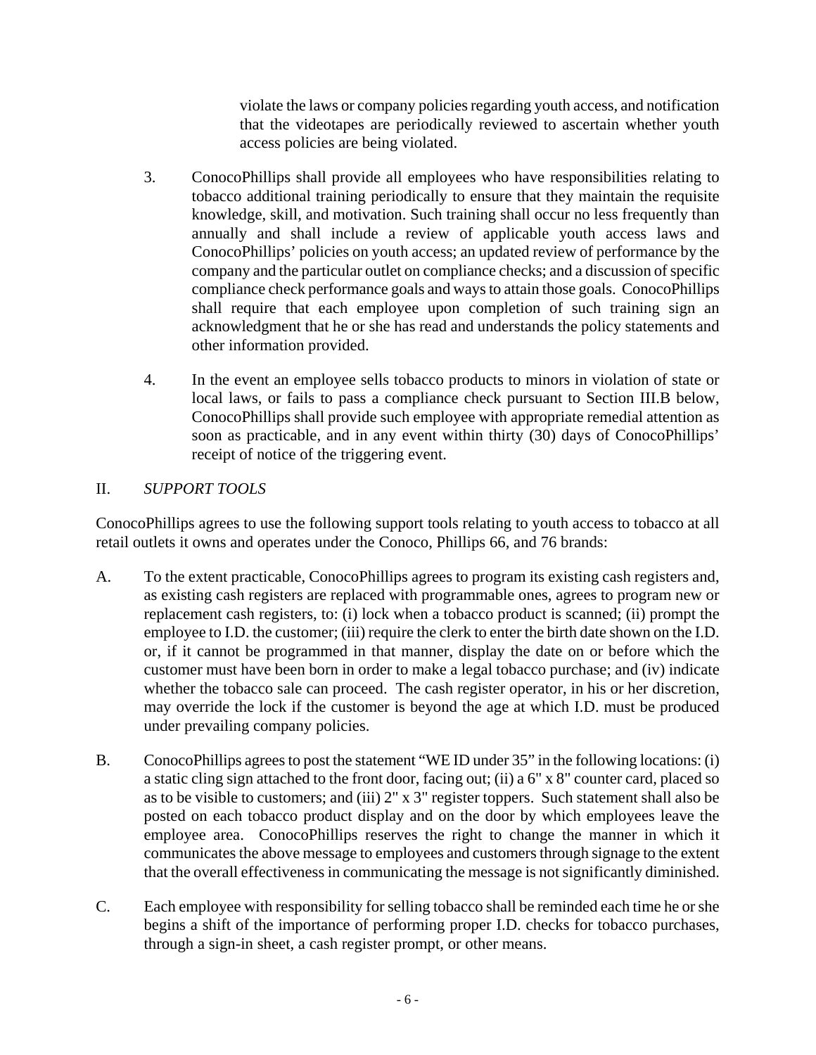violate the laws or company policies regarding youth access, and notification that the videotapes are periodically reviewed to ascertain whether youth access policies are being violated.

3. ConocoPhillips shall provide all employees who have responsibilities relating to tobacco additional training periodically to ensure that they maintain the requisite knowledge, skill, and motivation. Such training shall occur no less frequently than annually and shall include a review of applicable youth access laws and ConocoPhillips' policies on youth access; an updated review of performance by the company and the particular outlet on compliance checks; and a discussion of specific compliance check performance goals and ways to attain those goals. ConocoPhillips shall require that each employee upon completion of such training sign an acknowledgment that he or she has read and understands the policy statements and other information provided.

4. In the event an employee sells tobacco products to minors in violation of state or local laws, or fails to pass a compliance check pursuant to Section III.B below, ConocoPhillips shall provide such employee with appropriate remedial attention as soon as practicable, and in any event within thirty (30) days of ConocoPhillips' receipt of notice of the triggering event.

## II. *SUPPORT TOOLS*

ConocoPhillips agrees to use the following support tools relating to youth access to tobacco at all retail outlets it owns and operates under the Conoco, Phillips 66, and 76 brands:

A. To the extent practicable, ConocoPhillips agrees to program its existing cash registers and, as existing cash registers are replaced with programmable ones, agrees to program new or replacement cash registers, to: (i) lock when a tobacco product is scanned; (ii) prompt the employee to I.D. the customer; (iii) require the clerk to enter the birth date shown on the I.D. or, if it cannot be programmed in that manner, display the date on or before which the customer must have been born in order to make a legal tobacco purchase; and (iv) indicate whether the tobacco sale can proceed. The cash register operator, in his or her discretion, may override the lock if the customer is beyond the age at which I.D. must be produced under prevailing company policies.

B. ConocoPhillips agrees to post the statement "WE ID under 35" in the following locations: (i) a static cling sign attached to the front door, facing out; (ii) a 6" x 8" counter card, placed so as to be visible to customers; and (iii) 2" x 3" register toppers. Such statement shall also be posted on each tobacco product display and on the door by which employees leave the employee area. ConocoPhillips reserves the right to change the manner in which it communicates the above message to employees and customers through signage to the extent that the overall effectiveness in communicating the message is not significantly diminished.

C. Each employee with responsibility for selling tobacco shall be reminded each time he or she begins a shift of the importance of performing proper I.D. checks for tobacco purchases, through a sign-in sheet, a cash register prompt, or other means.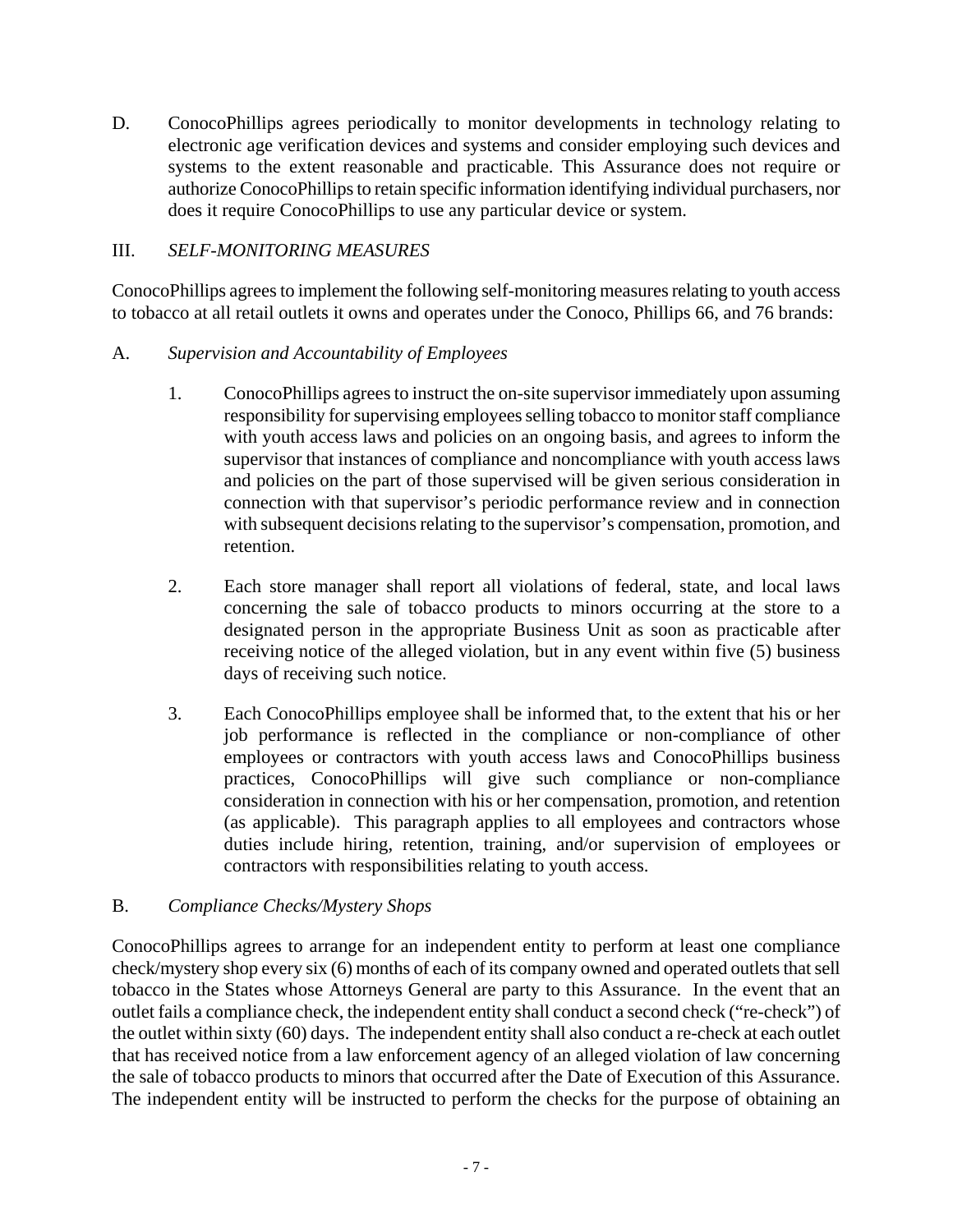D. ConocoPhillips agrees periodically to monitor developments in technology relating to electronic age verification devices and systems and consider employing such devices and systems to the extent reasonable and practicable. This Assurance does not require or authorize ConocoPhillips to retain specific information identifying individual purchasers, nor does it require ConocoPhillips to use any particular device or system.

III. *SELF-MONITORING MEASURES*

ConocoPhillips agrees to implement the following self-monitoring measures relating to youth access to tobacco at all retail outlets it owns and operates under the Conoco, Phillips 66, and 76 brands:

A. *Supervision and Accountability of Employees*

1. ConocoPhillips agrees to instruct the on-site supervisor immediately upon assuming responsibility for supervising employees selling tobacco to monitor staff compliance with youth access laws and policies on an ongoing basis, and agrees to inform the supervisor that instances of compliance and noncompliance with youth access laws and policies on the part of those supervised will be given serious consideration in connection with that supervisor's periodic performance review and in connection with subsequent decisions relating to the supervisor's compensation, promotion, and retention.

2. Each store manager shall report all violations of federal, state, and local laws concerning the sale of tobacco products to minors occurring at the store to a designated person in the appropriate Business Unit as soon as practicable after receiving notice of the alleged violation, but in any event within five (5) business days of receiving such notice.

3. Each ConocoPhillips employee shall be informed that, to the extent that his or her job performance is reflected in the compliance or non-compliance of other employees or contractors with youth access laws and ConocoPhillips business practices, ConocoPhillips will give such compliance or non-compliance consideration in connection with his or her compensation, promotion, and retention (as applicable). This paragraph applies to all employees and contractors whose duties include hiring, retention, training, and/or supervision of employees or contractors with responsibilities relating to youth access.

B. *Compliance Checks/Mystery Shops*

ConocoPhillips agrees to arrange for an independent entity to perform at least one compliance check/mystery shop every six (6) months of each of its company owned and operated outlets that sell tobacco in the States whose Attorneys General are party to this Assurance. In the event that an outlet fails a compliance check, the independent entity shall conduct a second check ("re-check") of the outlet within sixty (60) days. The independent entity shall also conduct a re-check at each outlet that has received notice from a law enforcement agency of an alleged violation of law concerning the sale of tobacco products to minors that occurred after the Date of Execution of this Assurance. The independent entity will be instructed to perform the checks for the purpose of obtaining an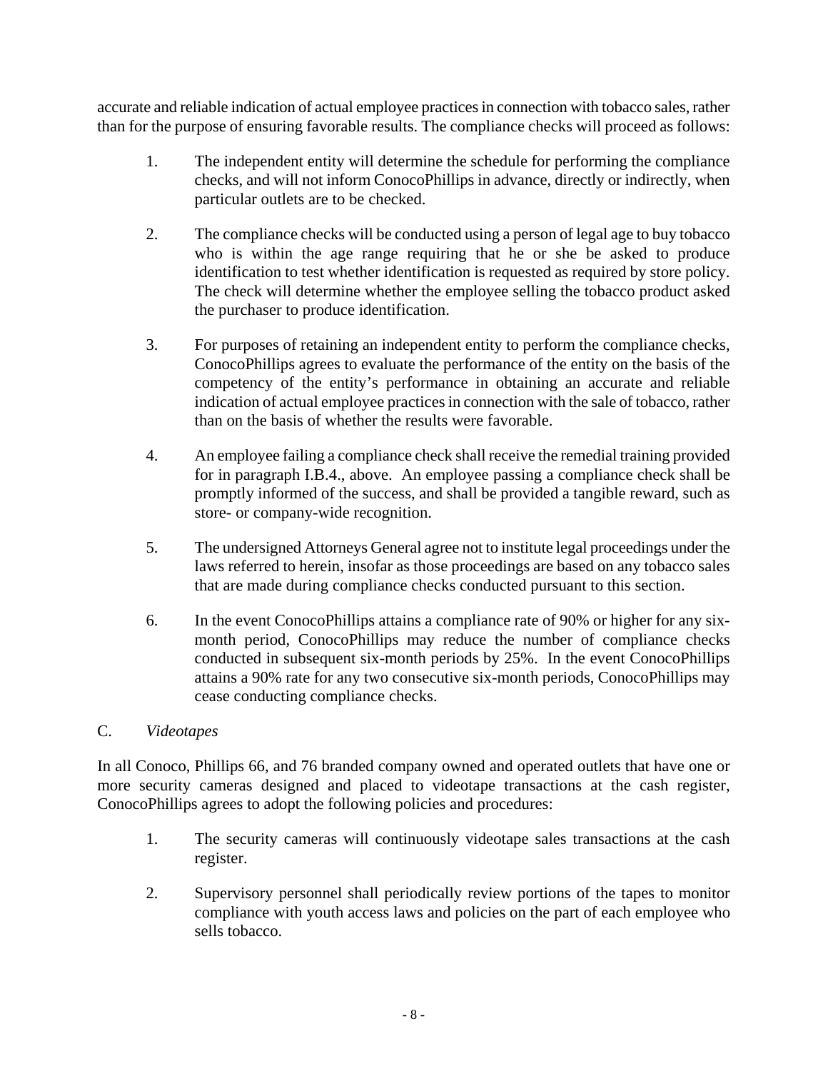accurate and reliable indication of actual employee practices in connection with tobacco sales, rather than for the purpose of ensuring favorable results. The compliance checks will proceed as follows:

1. The independent entity will determine the schedule for performing the compliance checks, and will not inform ConocoPhillips in advance, directly or indirectly, when particular outlets are to be checked.

2. The compliance checks will be conducted using a person of legal age to buy tobacco who is within the age range requiring that he or she be asked to produce identification to test whether identification is requested as required by store policy. The check will determine whether the employee selling the tobacco product asked the purchaser to produce identification.

3. For purposes of retaining an independent entity to perform the compliance checks, ConocoPhillips agrees to evaluate the performance of the entity on the basis of the competency of the entity's performance in obtaining an accurate and reliable indication of actual employee practices in connection with the sale of tobacco, rather than on the basis of whether the results were favorable.

4. An employee failing a compliance check shall receive the remedial training provided for in paragraph I.B.4., above. An employee passing a compliance check shall be promptly informed of the success, and shall be provided a tangible reward, such as store- or company-wide recognition.

5. The undersigned Attorneys General agree not to institute legal proceedings under the laws referred to herein, insofar as those proceedings are based on any tobacco sales that are made during compliance checks conducted pursuant to this section.

6. In the event ConocoPhillips attains a compliance rate of 90% or higher for any six-month period, ConocoPhillips may reduce the number of compliance checks conducted in subsequent six-month periods by 25%. In the event ConocoPhillips attains a 90% rate for any two consecutive six-month periods, ConocoPhillips may cease conducting compliance checks.

C. *Videotapes*

In all Conoco, Phillips 66, and 76 branded company owned and operated outlets that have one or more security cameras designed and placed to videotape transactions at the cash register, ConocoPhillips agrees to adopt the following policies and procedures:

1. The security cameras will continuously videotape sales transactions at the cash register.

2. Supervisory personnel shall periodically review portions of the tapes to monitor compliance with youth access laws and policies on the part of each employee who sells tobacco.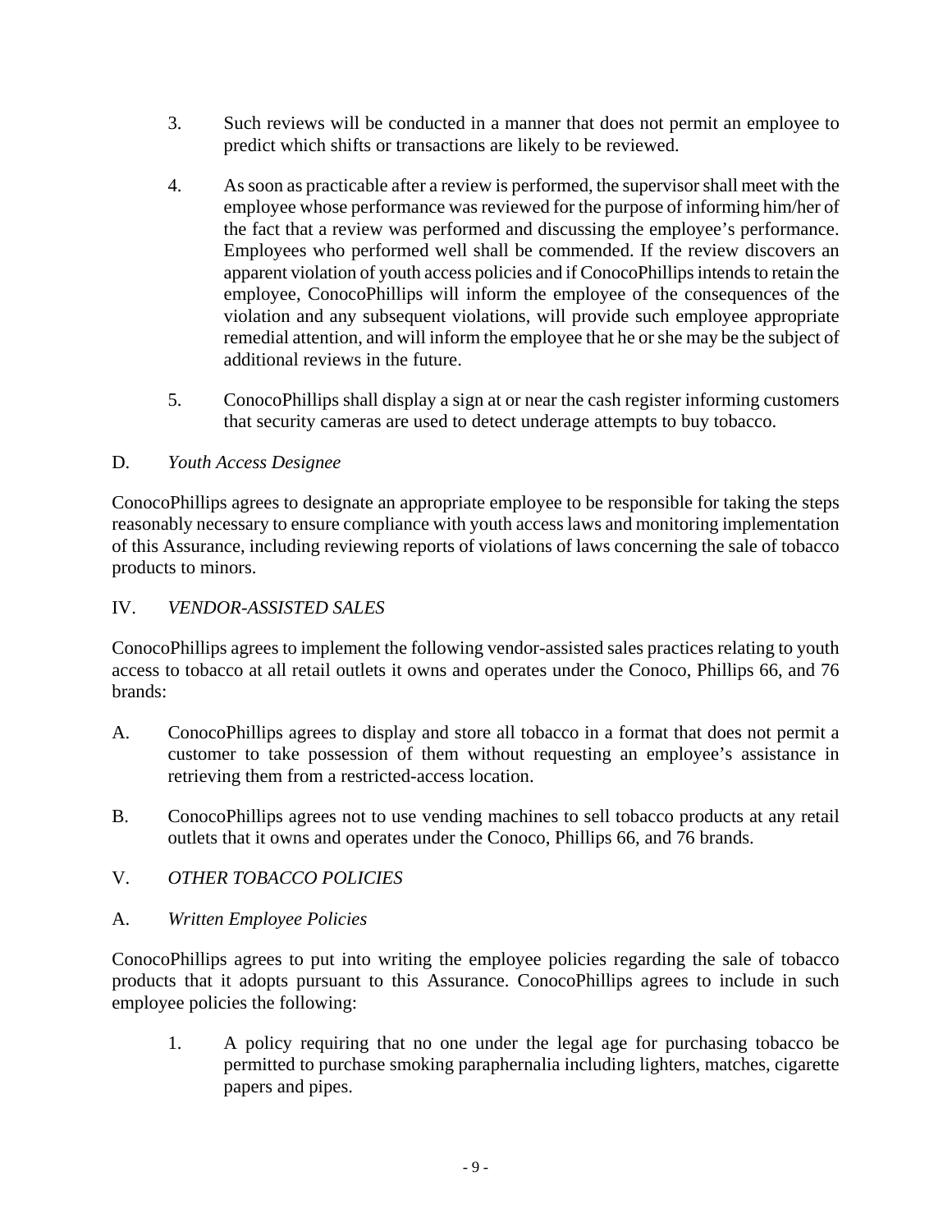3. Such reviews will be conducted in a manner that does not permit an employee to predict which shifts or transactions are likely to be reviewed.

4. As soon as practicable after a review is performed, the supervisor shall meet with the employee whose performance was reviewed for the purpose of informing him/her of the fact that a review was performed and discussing the employee's performance. Employees who performed well shall be commended. If the review discovers an apparent violation of youth access policies and if ConocoPhillips intends to retain the employee, ConocoPhillips will inform the employee of the consequences of the violation and any subsequent violations, will provide such employee appropriate remedial attention, and will inform the employee that he or she may be the subject of additional reviews in the future.

5. ConocoPhillips shall display a sign at or near the cash register informing customers that security cameras are used to detect underage attempts to buy tobacco.

D. *Youth Access Designee*

ConocoPhillips agrees to designate an appropriate employee to be responsible for taking the steps reasonably necessary to ensure compliance with youth access laws and monitoring implementation of this Assurance, including reviewing reports of violations of laws concerning the sale of tobacco products to minors.

IV. *VENDOR-ASSISTED SALES*

ConocoPhillips agrees to implement the following vendor-assisted sales practices relating to youth access to tobacco at all retail outlets it owns and operates under the Conoco, Phillips 66, and 76 brands:

A. ConocoPhillips agrees to display and store all tobacco in a format that does not permit a customer to take possession of them without requesting an employee's assistance in retrieving them from a restricted-access location.

B. ConocoPhillips agrees not to use vending machines to sell tobacco products at any retail outlets that it owns and operates under the Conoco, Phillips 66, and 76 brands.

V. *OTHER TOBACCO POLICIES*

A. *Written Employee Policies*

ConocoPhillips agrees to put into writing the employee policies regarding the sale of tobacco products that it adopts pursuant to this Assurance. ConocoPhillips agrees to include in such employee policies the following:

1. A policy requiring that no one under the legal age for purchasing tobacco be permitted to purchase smoking paraphernalia including lighters, matches, cigarette papers and pipes.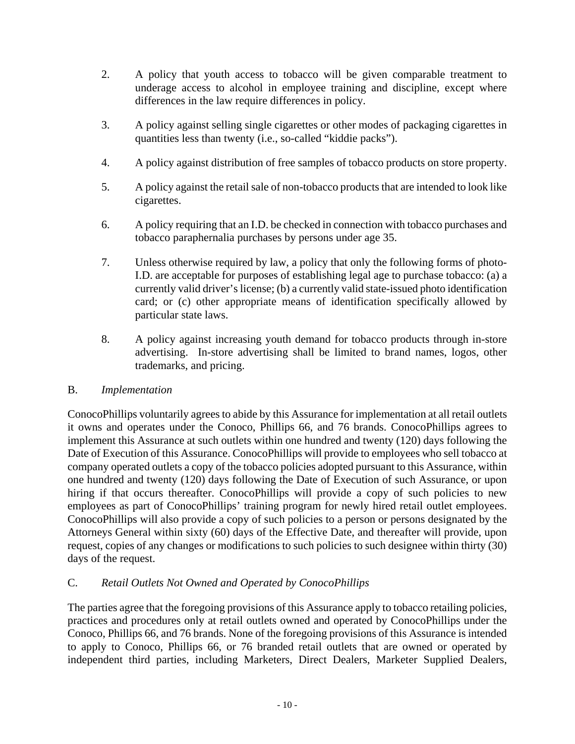2. A policy that youth access to tobacco will be given comparable treatment to underage access to alcohol in employee training and discipline, except where differences in the law require differences in policy.

3. A policy against selling single cigarettes or other modes of packaging cigarettes in quantities less than twenty (i.e., so-called "kiddie packs").

4. A policy against distribution of free samples of tobacco products on store property.

5. A policy against the retail sale of non-tobacco products that are intended to look like cigarettes.

6. A policy requiring that an I.D. be checked in connection with tobacco purchases and tobacco paraphernalia purchases by persons under age 35.

7. Unless otherwise required by law, a policy that only the following forms of photo-I.D. are acceptable for purposes of establishing legal age to purchase tobacco: (a) a currently valid driver's license; (b) a currently valid state-issued photo identification card; or (c) other appropriate means of identification specifically allowed by particular state laws.

8. A policy against increasing youth demand for tobacco products through in-store advertising. In-store advertising shall be limited to brand names, logos, other trademarks, and pricing.

B. *Implementation*

ConocoPhillips voluntarily agrees to abide by this Assurance for implementation at all retail outlets it owns and operates under the Conoco, Phillips 66, and 76 brands. ConocoPhillips agrees to implement this Assurance at such outlets within one hundred and twenty (120) days following the Date of Execution of this Assurance. ConocoPhillips will provide to employees who sell tobacco at company operated outlets a copy of the tobacco policies adopted pursuant to this Assurance, within one hundred and twenty (120) days following the Date of Execution of such Assurance, or upon hiring if that occurs thereafter. ConocoPhillips will provide a copy of such policies to new employees as part of ConocoPhillips' training program for newly hired retail outlet employees. ConocoPhillips will also provide a copy of such policies to a person or persons designated by the Attorneys General within sixty (60) days of the Effective Date, and thereafter will provide, upon request, copies of any changes or modifications to such policies to such designee within thirty (30) days of the request.

C. *Retail Outlets Not Owned and Operated by ConocoPhillips*

The parties agree that the foregoing provisions of this Assurance apply to tobacco retailing policies, practices and procedures only at retail outlets owned and operated by ConocoPhillips under the Conoco, Phillips 66, and 76 brands. None of the foregoing provisions of this Assurance is intended to apply to Conoco, Phillips 66, or 76 branded retail outlets that are owned or operated by independent third parties, including Marketers, Direct Dealers, Marketer Supplied Dealers,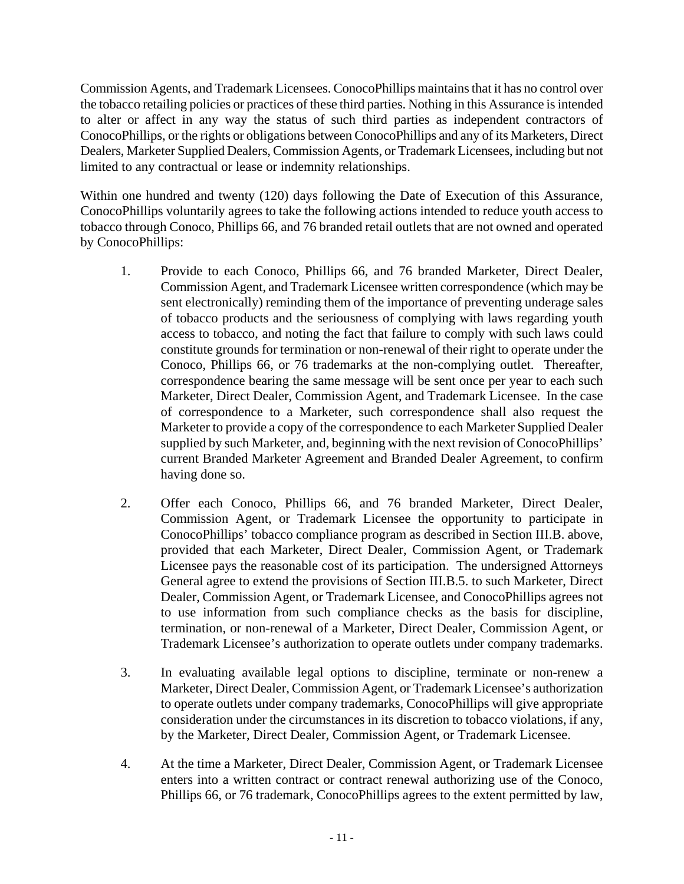Commission Agents, and Trademark Licensees. ConocoPhillips maintains that it has no control over the tobacco retailing policies or practices of these third parties. Nothing in this Assurance is intended to alter or affect in any way the status of such third parties as independent contractors of ConocoPhillips, or the rights or obligations between ConocoPhillips and any of its Marketers, Direct Dealers, Marketer Supplied Dealers, Commission Agents, or Trademark Licensees, including but not limited to any contractual or lease or indemnity relationships.

Within one hundred and twenty (120) days following the Date of Execution of this Assurance, ConocoPhillips voluntarily agrees to take the following actions intended to reduce youth access to tobacco through Conoco, Phillips 66, and 76 branded retail outlets that are not owned and operated by ConocoPhillips:

1. Provide to each Conoco, Phillips 66, and 76 branded Marketer, Direct Dealer, Commission Agent, and Trademark Licensee written correspondence (which may be sent electronically) reminding them of the importance of preventing underage sales of tobacco products and the seriousness of complying with laws regarding youth access to tobacco, and noting the fact that failure to comply with such laws could constitute grounds for termination or non-renewal of their right to operate under the Conoco, Phillips 66, or 76 trademarks at the non-complying outlet. Thereafter, correspondence bearing the same message will be sent once per year to each such Marketer, Direct Dealer, Commission Agent, and Trademark Licensee. In the case of correspondence to a Marketer, such correspondence shall also request the Marketer to provide a copy of the correspondence to each Marketer Supplied Dealer supplied by such Marketer, and, beginning with the next revision of ConocoPhillips' current Branded Marketer Agreement and Branded Dealer Agreement, to confirm having done so.

2. Offer each Conoco, Phillips 66, and 76 branded Marketer, Direct Dealer, Commission Agent, or Trademark Licensee the opportunity to participate in ConocoPhillips' tobacco compliance program as described in Section III.B. above, provided that each Marketer, Direct Dealer, Commission Agent, or Trademark Licensee pays the reasonable cost of its participation. The undersigned Attorneys General agree to extend the provisions of Section III.B.5. to such Marketer, Direct Dealer, Commission Agent, or Trademark Licensee, and ConocoPhillips agrees not to use information from such compliance checks as the basis for discipline, termination, or non-renewal of a Marketer, Direct Dealer, Commission Agent, or Trademark Licensee's authorization to operate outlets under company trademarks.

3. In evaluating available legal options to discipline, terminate or non-renew a Marketer, Direct Dealer, Commission Agent, or Trademark Licensee's authorization to operate outlets under company trademarks, ConocoPhillips will give appropriate consideration under the circumstances in its discretion to tobacco violations, if any, by the Marketer, Direct Dealer, Commission Agent, or Trademark Licensee.

4. At the time a Marketer, Direct Dealer, Commission Agent, or Trademark Licensee enters into a written contract or contract renewal authorizing use of the Conoco, Phillips 66, or 76 trademark, ConocoPhillips agrees to the extent permitted by law,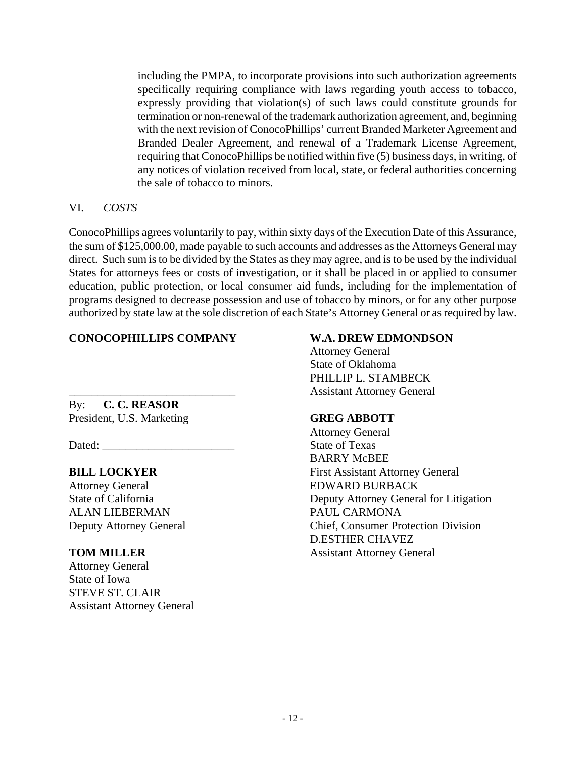including the PMPA, to incorporate provisions into such authorization agreements specifically requiring compliance with laws regarding youth access to tobacco, expressly providing that violation(s) of such laws could constitute grounds for termination or non-renewal of the trademark authorization agreement, and, beginning with the next revision of ConocoPhillips' current Branded Marketer Agreement and Branded Dealer Agreement, and renewal of a Trademark License Agreement, requiring that ConocoPhillips be notified within five (5) business days, in writing, of any notices of violation received from local, state, or federal authorities concerning the sale of tobacco to minors.

VI. *COSTS*

ConocoPhillips agrees voluntarily to pay, within sixty days of the Execution Date of this Assurance, the sum of $125,000.00, made payable to such accounts and addresses as the Attorneys General may direct. Such sum is to be divided by the States as they may agree, and is to be used by the individual States for attorneys fees or costs of investigation, or it shall be placed in or applied to consumer education, public protection, or local consumer aid funds, including for the implementation of programs designed to decrease possession and use of tobacco by minors, or for any other purpose authorized by state law at the sole discretion of each State's Attorney General or as required by law.

**CONOCOPHILLIPS COMPANY**

\_\_\_\_\_\_\_\_\_\_\_\_\_\_\_\_\_\_\_\_\_\_\_\_\_\_\_\_

By: **C. C. REASOR**
President, U.S. Marketing

Dated: \_\_\_\_\_\_\_\_\_\_\_\_\_\_\_\_\_\_\_\_\_\_\_

**BILL LOCKYER**
Attorney General
State of California
ALAN LIEBERMAN
Deputy Attorney General

**TOM MILLER**
Attorney General
State of Iowa
STEVE ST. CLAIR
Assistant Attorney General

**W.A. DREW EDMONDSON**
Attorney General
State of Oklahoma
PHILLIP L. STAMBECK
Assistant Attorney General

**GREG ABBOTT**
Attorney General
State of Texas
BARRY McBEE
First Assistant Attorney General
EDWARD BURBACK
Deputy Attorney General for Litigation
PAUL CARMONA
Chief, Consumer Protection Division
D.ESTHER CHAVEZ
Assistant Attorney General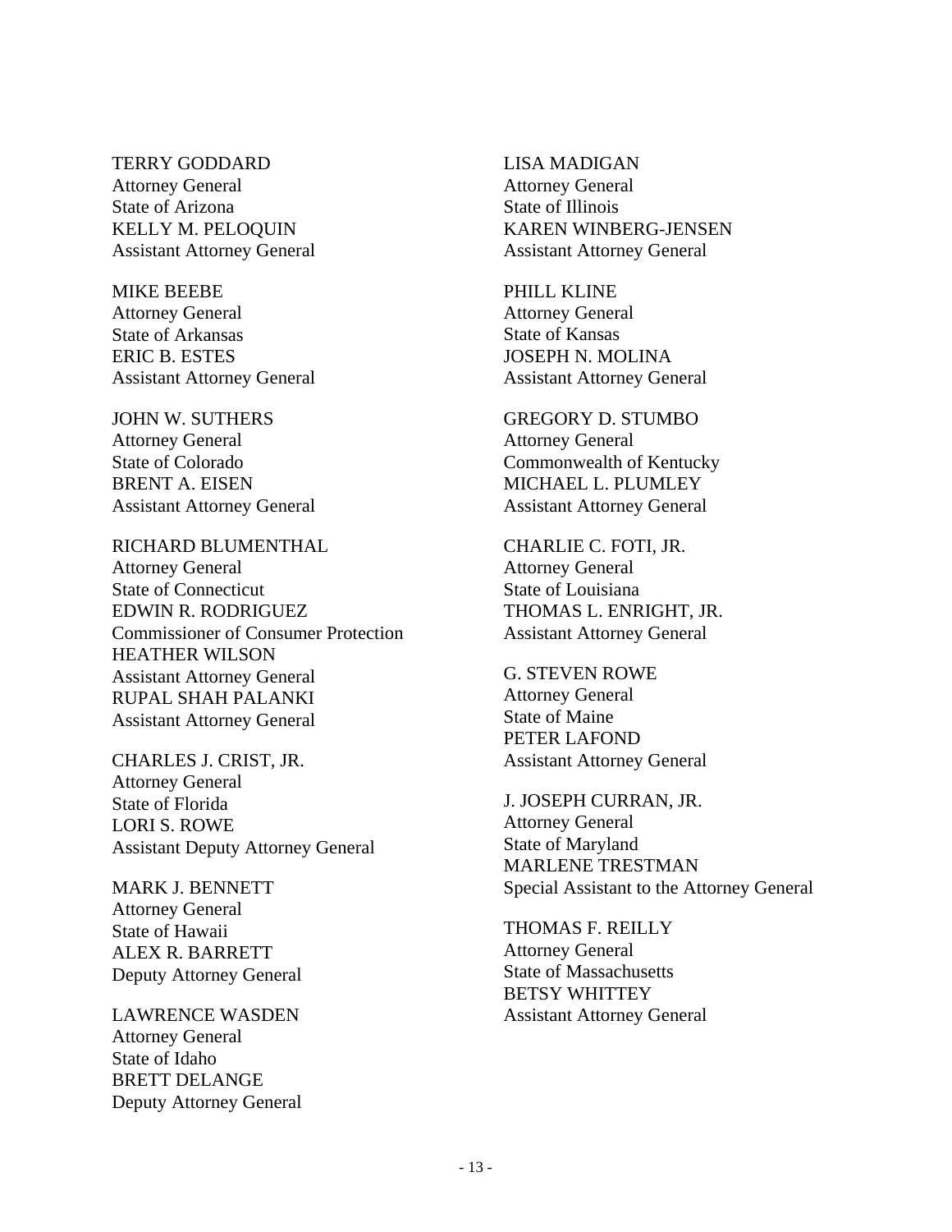TERRY GODDARD
Attorney General
State of Arizona
KELLY M. PELOQUIN
Assistant Attorney General

MIKE BEEBE
Attorney General
State of Arkansas
ERIC B. ESTES
Assistant Attorney General

JOHN W. SUTHERS
Attorney General
State of Colorado
BRENT A. EISEN
Assistant Attorney General

RICHARD BLUMENTHAL
Attorney General
State of Connecticut
EDWIN R. RODRIGUEZ
Commissioner of Consumer Protection
HEATHER WILSON
Assistant Attorney General
RUPAL SHAH PALANKI
Assistant Attorney General

CHARLES J. CRIST, JR.
Attorney General
State of Florida
LORI S. ROWE
Assistant Deputy Attorney General

MARK J. BENNETT
Attorney General
State of Hawaii
ALEX R. BARRETT
Deputy Attorney General

LAWRENCE WASDEN
Attorney General
State of Idaho
BRETT DELANGE
Deputy Attorney General

LISA MADIGAN
Attorney General
State of Illinois
KAREN WINBERG-JENSEN
Assistant Attorney General

PHILL KLINE
Attorney General
State of Kansas
JOSEPH N. MOLINA
Assistant Attorney General

GREGORY D. STUMBO
Attorney General
Commonwealth of Kentucky
MICHAEL L. PLUMLEY
Assistant Attorney General

CHARLIE C. FOTI, JR.
Attorney General
State of Louisiana
THOMAS L. ENRIGHT, JR.
Assistant Attorney General

G. STEVEN ROWE
Attorney General
State of Maine
PETER LAFOND
Assistant Attorney General

J. JOSEPH CURRAN, JR.
Attorney General
State of Maryland
MARLENE TRESTMAN
Special Assistant to the Attorney General

THOMAS F. REILLY
Attorney General
State of Massachusetts
BETSY WHITTEY
Assistant Attorney General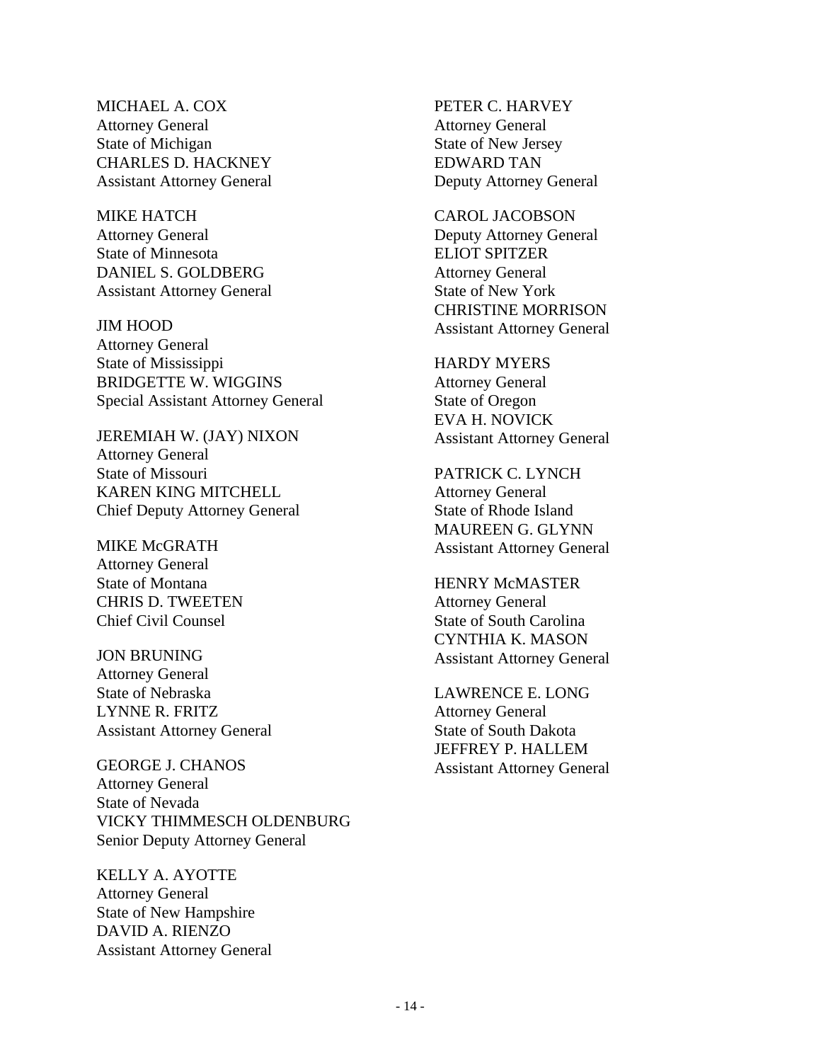MICHAEL A. COX
Attorney General
State of Michigan
CHARLES D. HACKNEY
Assistant Attorney General

MIKE HATCH
Attorney General
State of Minnesota
DANIEL S. GOLDBERG
Assistant Attorney General

JIM HOOD
Attorney General
State of Mississippi
BRIDGETTE W. WIGGINS
Special Assistant Attorney General

JEREMIAH W. (JAY) NIXON
Attorney General
State of Missouri
KAREN KING MITCHELL
Chief Deputy Attorney General

MIKE McGRATH
Attorney General
State of Montana
CHRIS D. TWEETEN
Chief Civil Counsel

JON BRUNING
Attorney General
State of Nebraska
LYNNE R. FRITZ
Assistant Attorney General

GEORGE J. CHANOS
Attorney General
State of Nevada
VICKY THIMMESCH OLDENBURG
Senior Deputy Attorney General

KELLY A. AYOTTE
Attorney General
State of New Hampshire
DAVID A. RIENZO
Assistant Attorney General

PETER C. HARVEY
Attorney General
State of New Jersey
EDWARD TAN
Deputy Attorney General

CAROL JACOBSON
Deputy Attorney General
ELIOT SPITZER
Attorney General
State of New York
CHRISTINE MORRISON
Assistant Attorney General

HARDY MYERS
Attorney General
State of Oregon
EVA H. NOVICK
Assistant Attorney General

PATRICK C. LYNCH
Attorney General
State of Rhode Island
MAUREEN G. GLYNN
Assistant Attorney General

HENRY McMASTER
Attorney General
State of South Carolina
CYNTHIA K. MASON
Assistant Attorney General

LAWRENCE E. LONG
Attorney General
State of South Dakota
JEFFREY P. HALLEM
Assistant Attorney General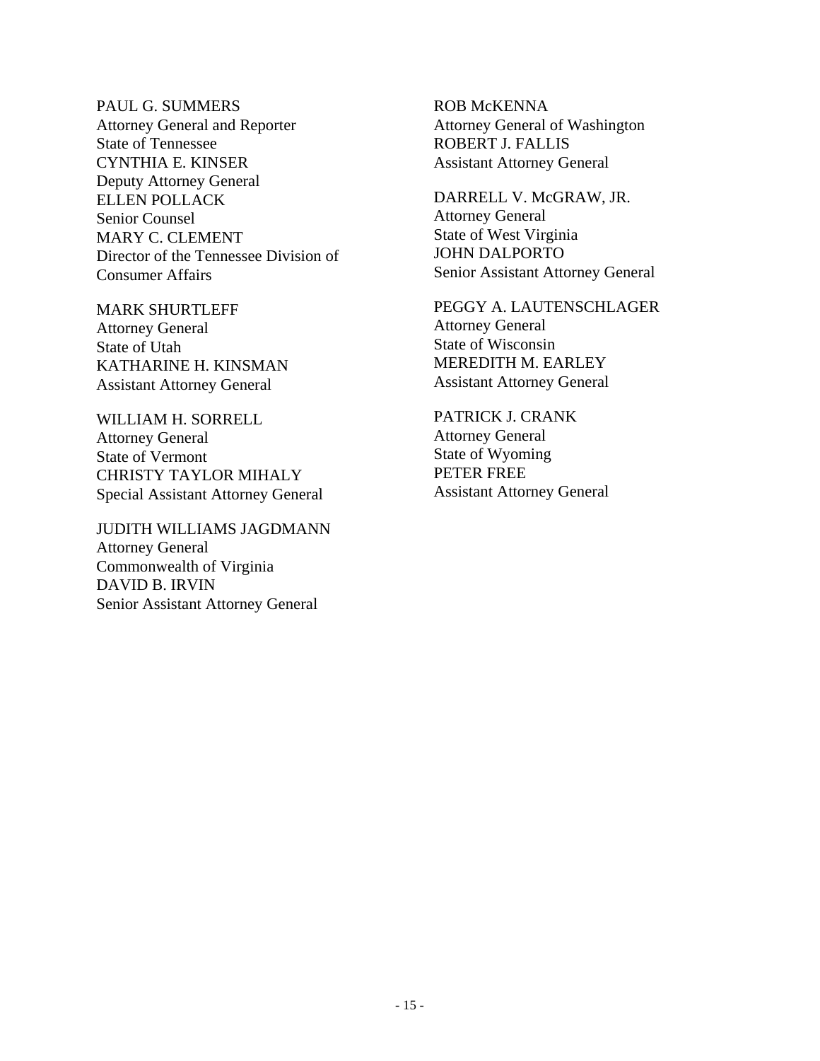PAUL G. SUMMERS
Attorney General and Reporter
State of Tennessee
CYNTHIA E. KINSER
Deputy Attorney General
ELLEN POLLACK
Senior Counsel
MARY C. CLEMENT
Director of the Tennessee Division of Consumer Affairs

MARK SHURTLEFF
Attorney General
State of Utah
KATHARINE H. KINSMAN
Assistant Attorney General

WILLIAM H. SORRELL
Attorney General
State of Vermont
CHRISTY TAYLOR MIHALY
Special Assistant Attorney General

JUDITH WILLIAMS JAGDMANN
Attorney General
Commonwealth of Virginia
DAVID B. IRVIN
Senior Assistant Attorney General

ROB McKENNA
Attorney General of Washington
ROBERT J. FALLIS
Assistant Attorney General

DARRELL V. McGRAW, JR.
Attorney General
State of West Virginia
JOHN DALPORTO
Senior Assistant Attorney General

PEGGY A. LAUTENSCHLAGER
Attorney General
State of Wisconsin
MEREDITH M. EARLEY
Assistant Attorney General

PATRICK J. CRANK
Attorney General
State of Wyoming
PETER FREE
Assistant Attorney General